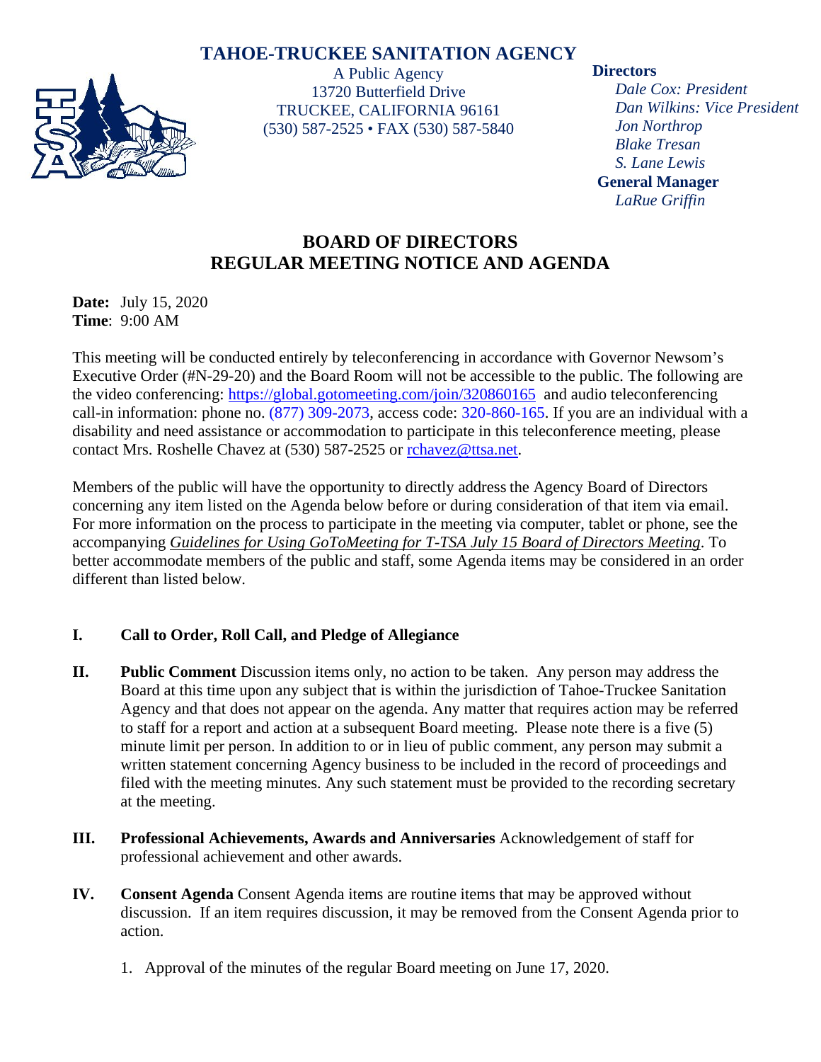# TAHOE-TRUCKEE SANITATION AGENCY

A Public Agency
13720 Butterfield Drive
TRUCKEE, CALIFORNIA 96161
(530) 587-2525 • FAX (530) 587-5840

**Directors**
*Dale Cox: President*
*Dan Wilkins: Vice President*
*Jon Northrop*
*Blake Tresan*
*S. Lane Lewis*

**General Manager**
*LaRue Griffin*

## BOARD OF DIRECTORS
## REGULAR MEETING NOTICE AND AGENDA

**Date:** July 15, 2020
**Time**: 9:00 AM

This meeting will be conducted entirely by teleconferencing in accordance with Governor Newsom's Executive Order (#N-29-20) and the Board Room will not be accessible to the public. The following are the video conferencing: https://global.gotomeeting.com/join/320860165 and audio teleconferencing call-in information: phone no. (877) 309-2073, access code: 320-860-165. If you are an individual with a disability and need assistance or accommodation to participate in this teleconference meeting, please contact Mrs. Roshelle Chavez at (530) 587-2525 or rchavez@ttsa.net.

Members of the public will have the opportunity to directly address the Agency Board of Directors concerning any item listed on the Agenda below before or during consideration of that item via email. For more information on the process to participate in the meeting via computer, tablet or phone, see the accompanying *Guidelines for Using GoToMeeting for T-TSA July 15 Board of Directors Meeting*. To better accommodate members of the public and staff, some Agenda items may be considered in an order different than listed below.

**I. Call to Order, Roll Call, and Pledge of Allegiance**

**II. Public Comment** Discussion items only, no action to be taken. Any person may address the Board at this time upon any subject that is within the jurisdiction of Tahoe-Truckee Sanitation Agency and that does not appear on the agenda. Any matter that requires action may be referred to staff for a report and action at a subsequent Board meeting. Please note there is a five (5) minute limit per person. In addition to or in lieu of public comment, any person may submit a written statement concerning Agency business to be included in the record of proceedings and filed with the meeting minutes. Any such statement must be provided to the recording secretary at the meeting.

**III. Professional Achievements, Awards and Anniversaries** Acknowledgement of staff for professional achievement and other awards.

**IV. Consent Agenda** Consent Agenda items are routine items that may be approved without discussion. If an item requires discussion, it may be removed from the Consent Agenda prior to action.

1. Approval of the minutes of the regular Board meeting on June 17, 2020.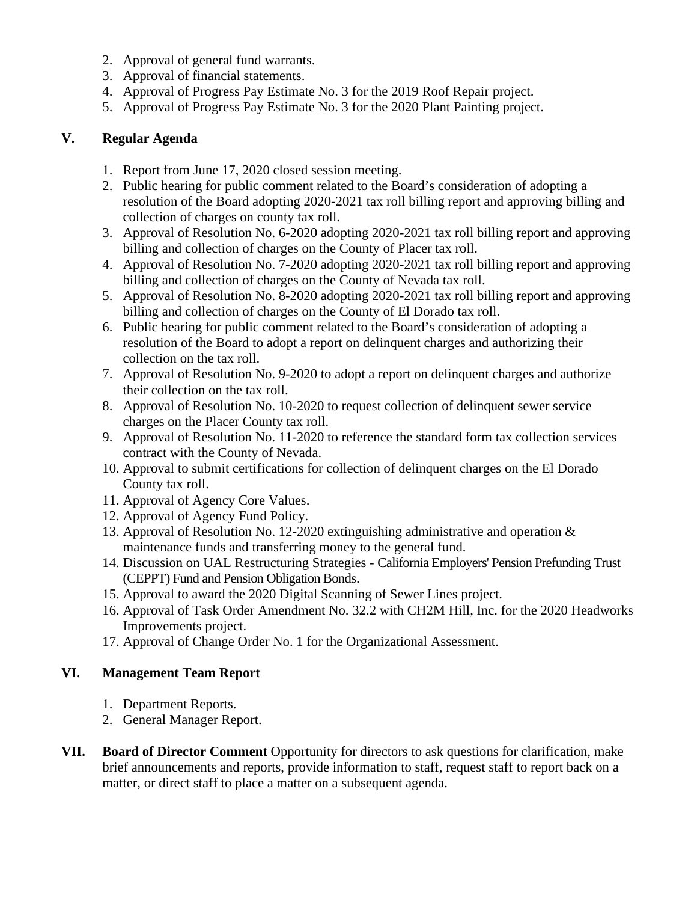2. Approval of general fund warrants.
3. Approval of financial statements.
4. Approval of Progress Pay Estimate No. 3 for the 2019 Roof Repair project.
5. Approval of Progress Pay Estimate No. 3 for the 2020 Plant Painting project.

## V. Regular Agenda

1. Report from June 17, 2020 closed session meeting.
2. Public hearing for public comment related to the Board's consideration of adopting a resolution of the Board adopting 2020-2021 tax roll billing report and approving billing and collection of charges on county tax roll.
3. Approval of Resolution No. 6-2020 adopting 2020-2021 tax roll billing report and approving billing and collection of charges on the County of Placer tax roll.
4. Approval of Resolution No. 7-2020 adopting 2020-2021 tax roll billing report and approving billing and collection of charges on the County of Nevada tax roll.
5. Approval of Resolution No. 8-2020 adopting 2020-2021 tax roll billing report and approving billing and collection of charges on the County of El Dorado tax roll.
6. Public hearing for public comment related to the Board's consideration of adopting a resolution of the Board to adopt a report on delinquent charges and authorizing their collection on the tax roll.
7. Approval of Resolution No. 9-2020 to adopt a report on delinquent charges and authorize their collection on the tax roll.
8. Approval of Resolution No. 10-2020 to request collection of delinquent sewer service charges on the Placer County tax roll.
9. Approval of Resolution No. 11-2020 to reference the standard form tax collection services contract with the County of Nevada.
10. Approval to submit certifications for collection of delinquent charges on the El Dorado County tax roll.
11. Approval of Agency Core Values.
12. Approval of Agency Fund Policy.
13. Approval of Resolution No. 12-2020 extinguishing administrative and operation & maintenance funds and transferring money to the general fund.
14. Discussion on UAL Restructuring Strategies - California Employers' Pension Prefunding Trust (CEPPT) Fund and Pension Obligation Bonds.
15. Approval to award the 2020 Digital Scanning of Sewer Lines project.
16. Approval of Task Order Amendment No. 32.2 with CH2M Hill, Inc. for the 2020 Headworks Improvements project.
17. Approval of Change Order No. 1 for the Organizational Assessment.

## VI. Management Team Report

1. Department Reports.
2. General Manager Report.

## VII. Board of Director Comment

**Board of Director Comment** Opportunity for directors to ask questions for clarification, make brief announcements and reports, provide information to staff, request staff to report back on a matter, or direct staff to place a matter on a subsequent agenda.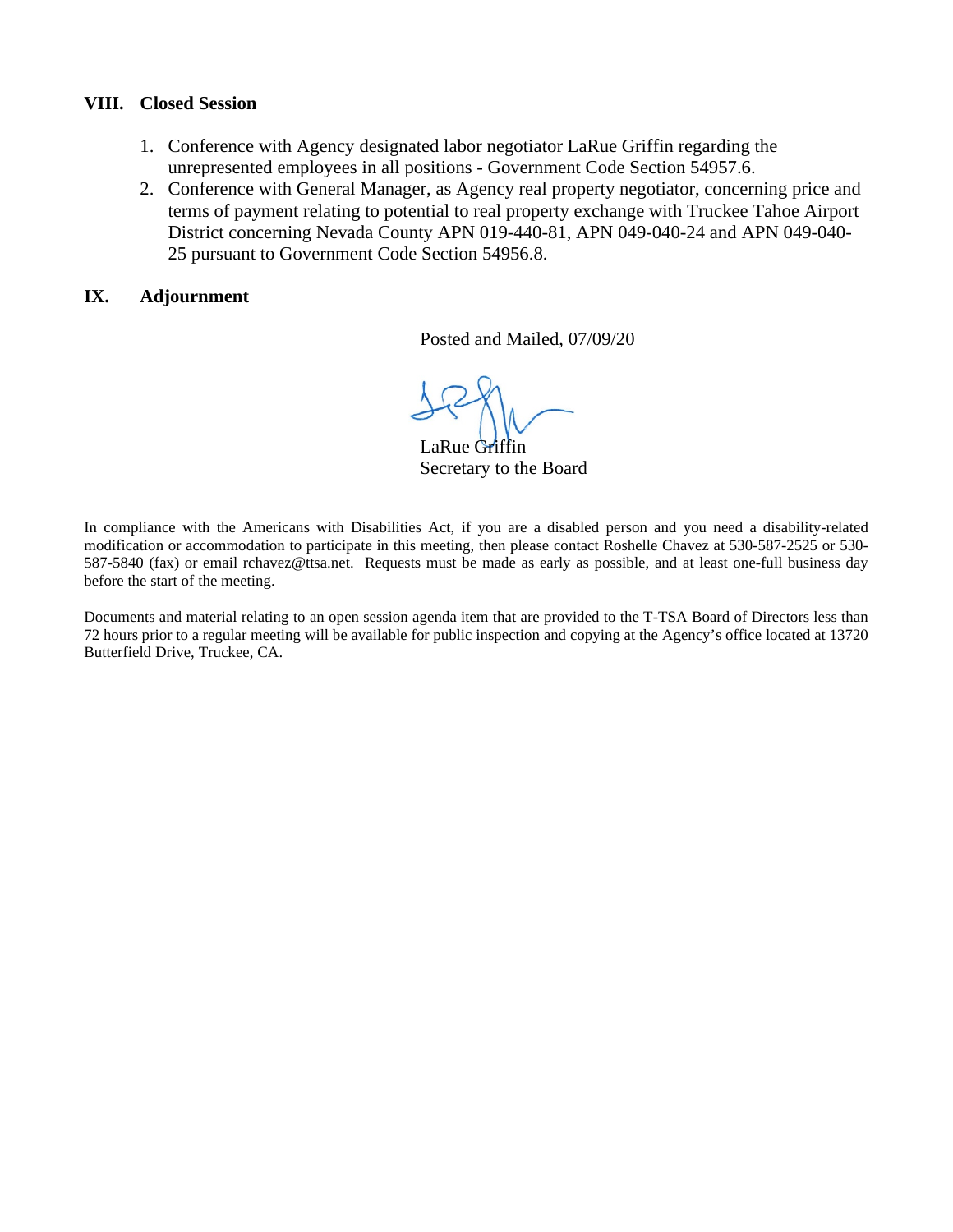## VIII. Closed Session

1. Conference with Agency designated labor negotiator LaRue Griffin regarding the unrepresented employees in all positions - Government Code Section 54957.6.
2. Conference with General Manager, as Agency real property negotiator, concerning price and terms of payment relating to potential to real property exchange with Truckee Tahoe Airport District concerning Nevada County APN 019-440-81, APN 049-040-24 and APN 049-040-25 pursuant to Government Code Section 54956.8.

## IX. Adjournment

Posted and Mailed, 07/09/20

LaRue Griffin
Secretary to the Board

In compliance with the Americans with Disabilities Act, if you are a disabled person and you need a disability-related modification or accommodation to participate in this meeting, then please contact Roshelle Chavez at 530-587-2525 or 530-587-5840 (fax) or email rchavez@ttsa.net. Requests must be made as early as possible, and at least one-full business day before the start of the meeting.

Documents and material relating to an open session agenda item that are provided to the T-TSA Board of Directors less than 72 hours prior to a regular meeting will be available for public inspection and copying at the Agency's office located at 13720 Butterfield Drive, Truckee, CA.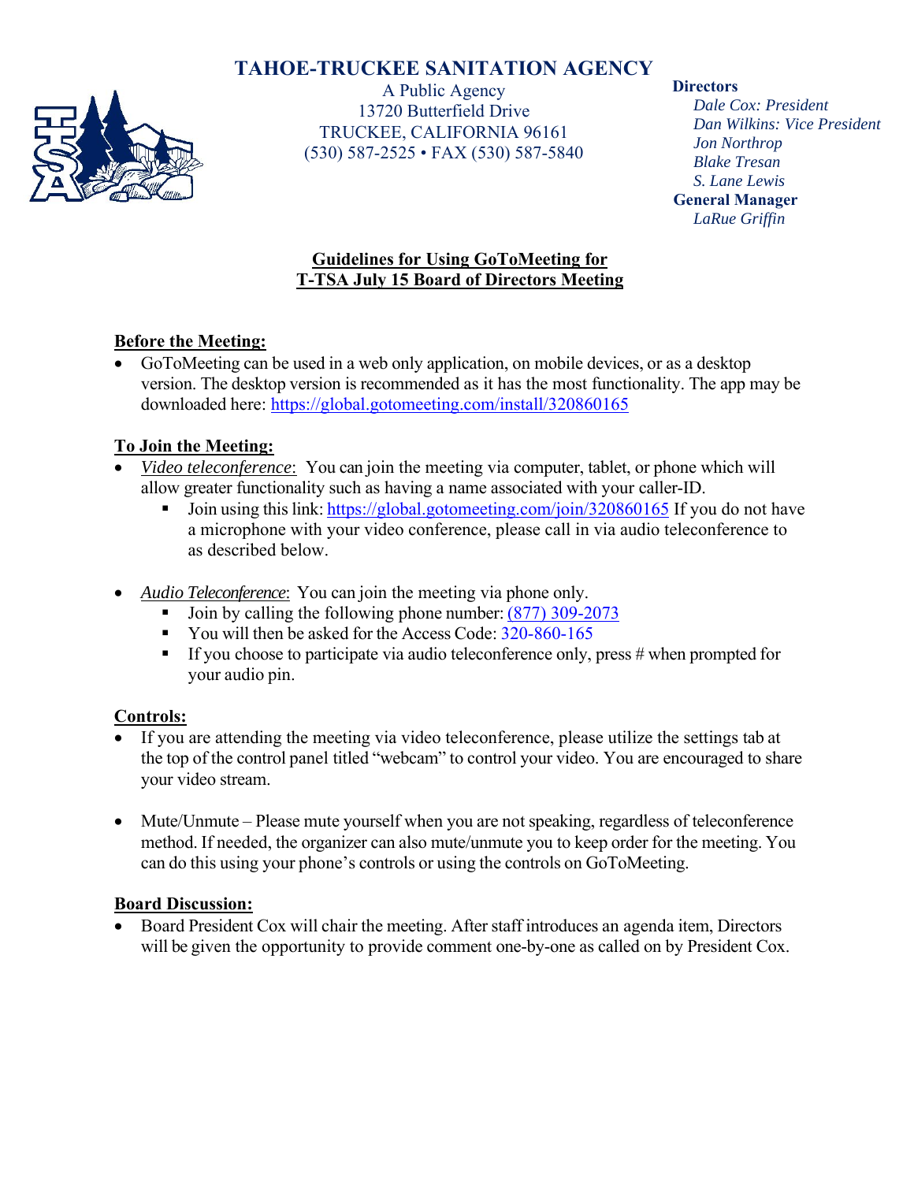# TAHOE-TRUCKEE SANITATION AGENCY

A Public Agency
13720 Butterfield Drive
TRUCKEE, CALIFORNIA 96161
(530) 587-2525 • FAX (530) 587-5840

**Directors**
*Dale Cox: President*
*Dan Wilkins: Vice President*
*Jon Northrop*
*Blake Tresan*
*S. Lane Lewis*

**General Manager**
*LaRue Griffin*

## Guidelines for Using GoToMeeting for T-TSA July 15 Board of Directors Meeting

**Before the Meeting:**

- GoToMeeting can be used in a web only application, on mobile devices, or as a desktop version. The desktop version is recommended as it has the most functionality. The app may be downloaded here: https://global.gotomeeting.com/install/320860165

**To Join the Meeting:**

- *Video teleconference*: You can join the meeting via computer, tablet, or phone which will allow greater functionality such as having a name associated with your caller-ID.
  - Join using this link: https://global.gotomeeting.com/join/320860165 If you do not have a microphone with your video conference, please call in via audio teleconference to as described below.

- *Audio Teleconference*: You can join the meeting via phone only.
  - Join by calling the following phone number: (877) 309-2073
  - You will then be asked for the Access Code: 320-860-165
  - If you choose to participate via audio teleconference only, press # when prompted for your audio pin.

**Controls:**

- If you are attending the meeting via video teleconference, please utilize the settings tab at the top of the control panel titled "webcam" to control your video. You are encouraged to share your video stream.

- Mute/Unmute – Please mute yourself when you are not speaking, regardless of teleconference method. If needed, the organizer can also mute/unmute you to keep order for the meeting. You can do this using your phone's controls or using the controls on GoToMeeting.

**Board Discussion:**

- Board President Cox will chair the meeting. After staff introduces an agenda item, Directors will be given the opportunity to provide comment one-by-one as called on by President Cox.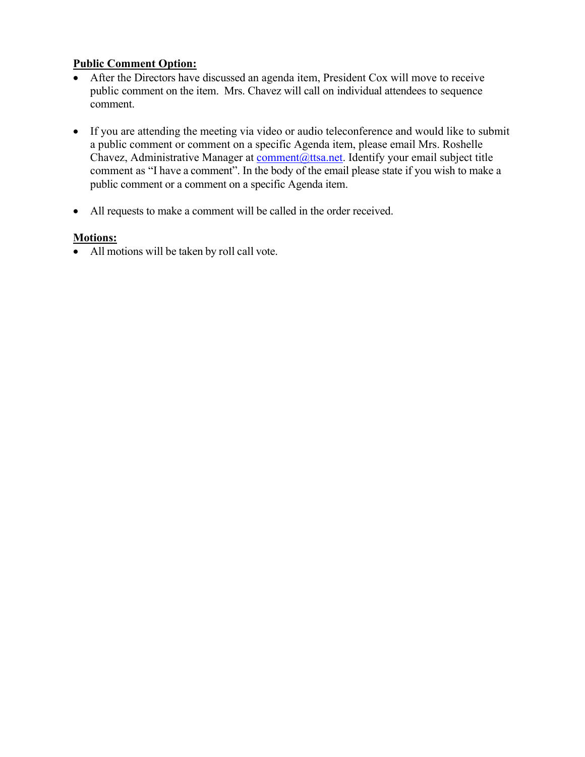**Public Comment Option:**

- After the Directors have discussed an agenda item, President Cox will move to receive public comment on the item. Mrs. Chavez will call on individual attendees to sequence comment.

- If you are attending the meeting via video or audio teleconference and would like to submit a public comment or comment on a specific Agenda item, please email Mrs. Roshelle Chavez, Administrative Manager at comment@ttsa.net. Identify your email subject title comment as "I have a comment". In the body of the email please state if you wish to make a public comment or a comment on a specific Agenda item.

- All requests to make a comment will be called in the order received.

**Motions:**

- All motions will be taken by roll call vote.